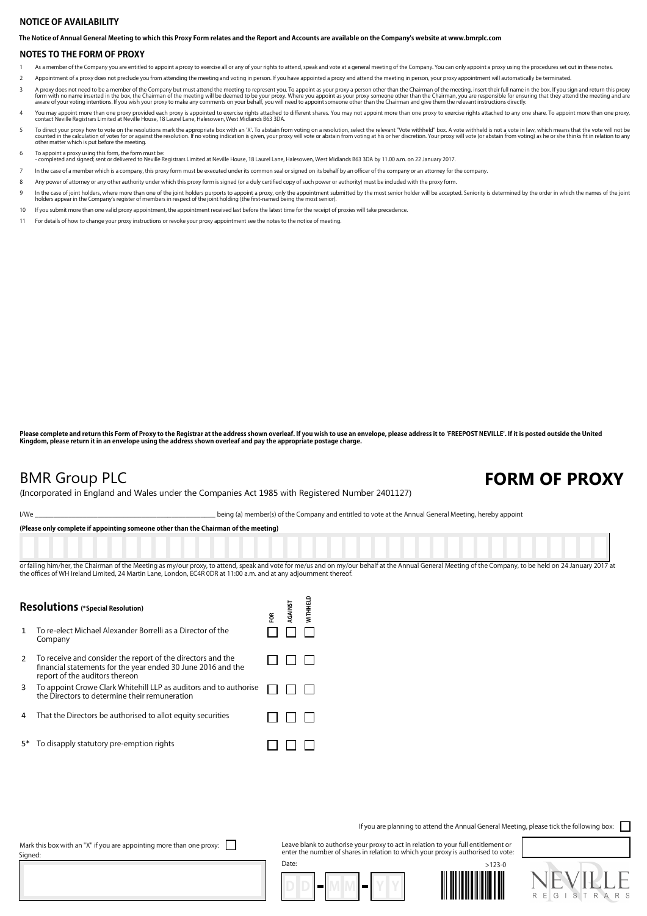## NOTICE OF AVAILABILITY

**The Notice of Annual General Meeting to which this Proxy Form relates and the Report and Accounts are available on the Company's website at www.bmrplc.com**

## NOTES TO THE FORM OF PROXY

1. As a member of the Company you are entitled to appoint a proxy to exercise all or any of your rights to attend, speak and vote at a general meeting of the Company. You can only appoint a proxy using the procedures set out in these notes.
2. Appointment of a proxy does not preclude you from attending the meeting and voting in person. If you have appointed a proxy and attend the meeting in person, your proxy appointment will automatically be terminated.
3. A proxy does not need to be a member of the Company but must attend the meeting to represent you. To appoint as your proxy a person other than the Chairman of the meeting, insert their full name in the box. If you sign and return this proxy form with no name inserted in the box, the Chairman of the meeting will be deemed to be your proxy. Where you appoint as your proxy someone other than the Chairman, you are responsible for ensuring that they attend the meeting and are aware of your voting intentions. If you wish your proxy to make any comments on your behalf, you will need to appoint someone other than the Chairman and give them the relevant instructions directly.
4. You may appoint more than one proxy provided each proxy is appointed to exercise rights attached to different shares. You may not appoint more than one proxy to exercise rights attached to any one share. To appoint more than one proxy, contact Neville Registrars Limited at Neville House, 18 Laurel Lane, Halesowen, West Midlands B63 3DA.
5. To direct your proxy how to vote on the resolutions mark the appropriate box with an 'X'. To abstain from voting on a resolution, select the relevant "Vote withheld" box. A vote withheld is not a vote in law, which means that the vote will not be counted in the calculation of votes for or against the resolution. If no voting indication is given, your proxy will vote or abstain from voting at his or her discretion. Your proxy will vote (or abstain from voting) as he or she thinks fit in relation to any other matter which is put before the meeting.
6. To appoint a proxy using this form, the form must be:
   - completed and signed; sent or delivered to Neville Registrars Limited at Neville House, 18 Laurel Lane, Halesowen, West Midlands B63 3DA by 11.00 a.m. on 22 January 2017.
7. In the case of a member which is a company, this proxy form must be executed under its common seal or signed on its behalf by an officer of the company or an attorney for the company.
8. Any power of attorney or any other authority under which this proxy form is signed (or a duly certified copy of such power or authority) must be included with the proxy form.
9. In the case of joint holders, where more than one of the joint holders purports to appoint a proxy, only the appointment submitted by the most senior holder will be accepted. Seniority is determined by the order in which the names of the joint holders appear in the Company's register of members in respect of the joint holding (the first-named being the most senior).
10. If you submit more than one valid proxy appointment, the appointment received last before the latest time for the receipt of proxies will take precedence.
11. For details of how to change your proxy instructions or revoke your proxy appointment see the notes to the notice of meeting.

**Please complete and return this Form of Proxy to the Registrar at the address shown overleaf. If you wish to use an envelope, please address it to 'FREEPOST NEVILLE'. If it is posted outside the United Kingdom, please return it in an envelope using the address shown overleaf and pay the appropriate postage charge.**

# BMR Group PLC

# FORM OF PROXY

(Incorporated in England and Wales under the Companies Act 1985 with Registered Number 2401127)

I/We ______________________________________ being (a) member(s) of the Company and entitled to vote at the Annual General Meeting, hereby appoint

**(Please only complete if appointing someone other than the Chairman of the meeting)**

or failing him/her, the Chairman of the Meeting as my/our proxy, to attend, speak and vote for me/us and on my/our behalf at the Annual General Meeting of the Company, to be held on 24 January 2017 at the offices of WH Ireland Limited, 24 Martin Lane, London, EC4R 0DR at 11:00 a.m. and at any adjournment thereof.

## Resolutions (*Special Resolution)

| | Resolution | FOR | AGAINST | WITHHELD |
|---|---|---|---|---|
| 1 | To re-elect Michael Alexander Borrelli as a Director of the Company | ☐ | ☐ | ☐ |
| 2 | To receive and consider the report of the directors and the financial statements for the year ended 30 June 2016 and the report of the auditors thereon | ☐ | ☐ | ☐ |
| 3 | To appoint Crowe Clark Whitehill LLP as auditors and to authorise the Directors to determine their remuneration | ☐ | ☐ | ☐ |
| 4 | That the Directors be authorised to allot equity securities | ☐ | ☐ | ☐ |
| 5* | To disapply statutory pre-emption rights | ☐ | ☐ | ☐ |

If you are planning to attend the Annual General Meeting, please tick the following box: ☐

Mark this box with an "X" if you are appointing more than one proxy: ☐

Signed:

Leave blank to authorise your proxy to act in relation to your full entitlement or enter the number of shares in relation to which your proxy is authorised to vote:

Date: DD - MM - YY

>123-0

NEVILLE REGISTRARS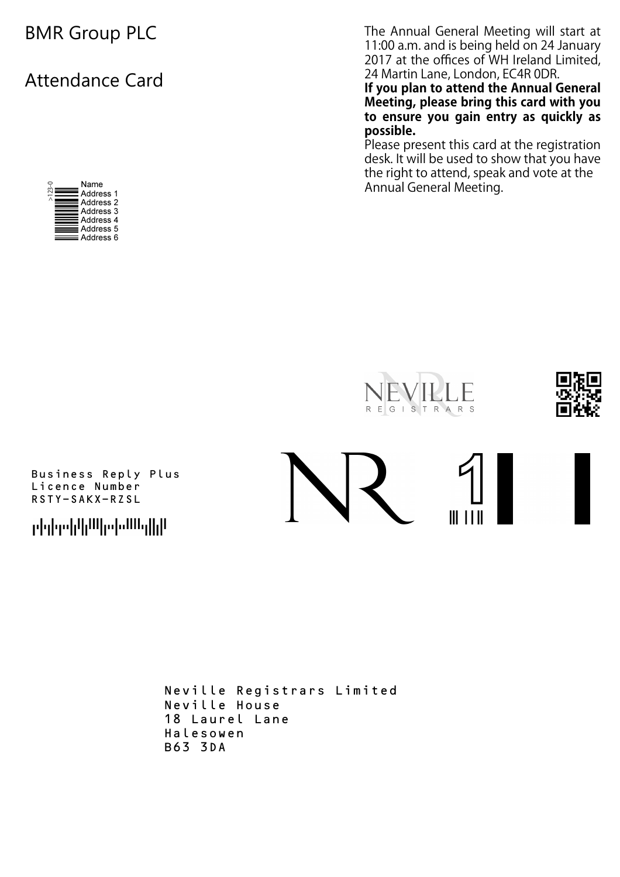# BMR Group PLC

## Attendance Card

The Annual General Meeting will start at 11:00 a.m. and is being held on 24 January 2017 at the offices of WH Ireland Limited, 24 Martin Lane, London, EC4R 0DR.

**If you plan to attend the Annual General Meeting, please bring this card with you to ensure you gain entry as quickly as possible.**

Please present this card at the registration desk. It will be used to show that you have the right to attend, speak and vote at the Annual General Meeting.

>123-0

Name
Address 1
Address 2
Address 3
Address 4
Address 5
Address 6

NEVILLE
REGISTRARS

Business Reply Plus
Licence Number
RSTY-SAKX-RZSL

NR 1

Neville Registrars Limited
Neville House
18 Laurel Lane
Halesowen
B63 3DA